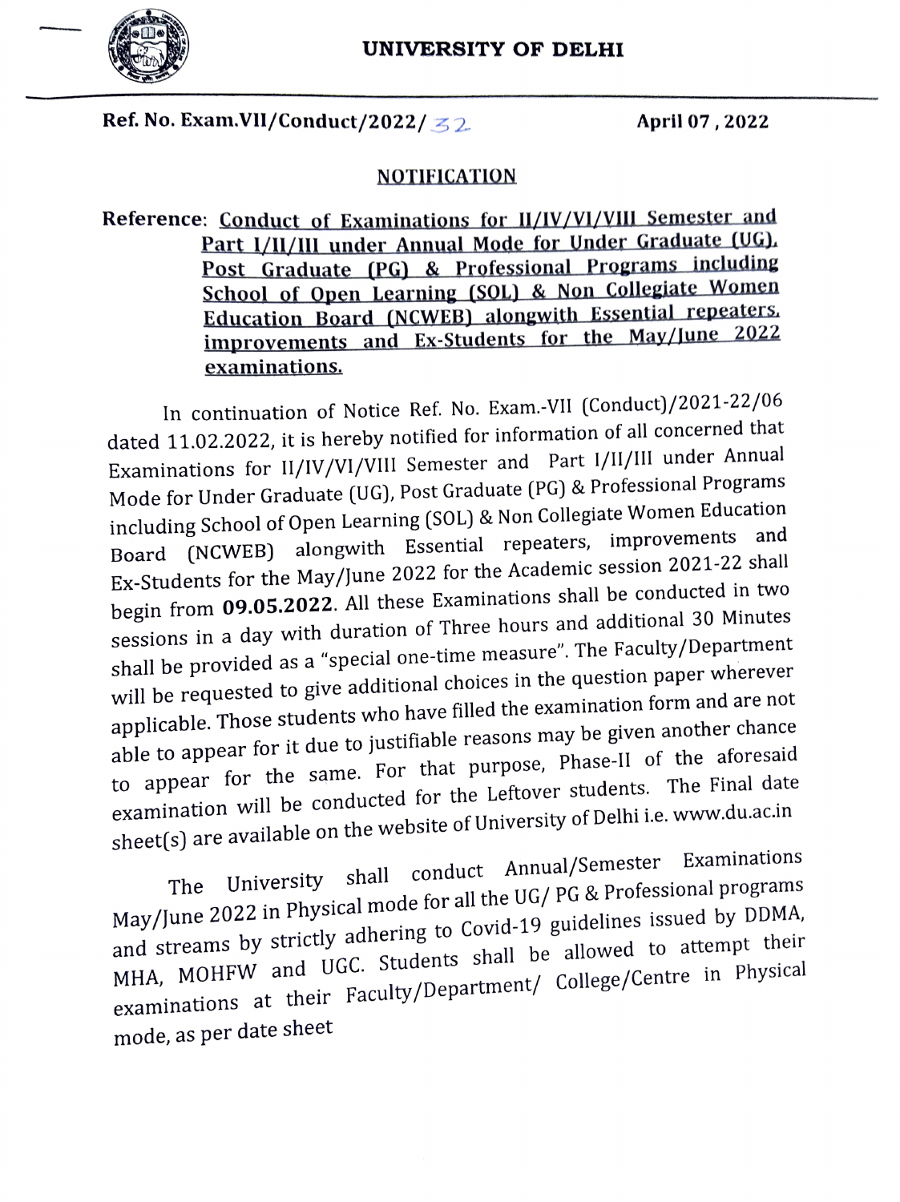# UNIVERSITY OF DELHI

**Ref. No. Exam.VII/Conduct/2022/32** **April 07 , 2022**

## NOTIFICATION

**Reference**: **Conduct of Examinations for II/IV/VI/VIII Semester and Part I/II/III under Annual Mode for Under Graduate (UG), Post Graduate (PG) & Professional Programs including School of Open Learning (SOL) & Non Collegiate Women Education Board (NCWEB) alongwith Essential repeaters, improvements and Ex-Students for the May/June 2022 examinations.**

In continuation of Notice Ref. No. Exam.-VII (Conduct)/2021-22/06 dated 11.02.2022, it is hereby notified for information of all concerned that Examinations for II/IV/VI/VIII Semester and Part I/II/III under Annual Mode for Under Graduate (UG), Post Graduate (PG) & Professional Programs including School of Open Learning (SOL) & Non Collegiate Women Education Board (NCWEB) alongwith Essential repeaters, improvements and Ex-Students for the May/June 2022 for the Academic session 2021-22 shall begin from **09.05.2022**. All these Examinations shall be conducted in two sessions in a day with duration of Three hours and additional 30 Minutes shall be provided as a "special one-time measure". The Faculty/Department will be requested to give additional choices in the question paper wherever applicable. Those students who have filled the examination form and are not able to appear for it due to justifiable reasons may be given another chance to appear for the same. For that purpose, Phase-II of the aforesaid examination will be conducted for the Leftover students. The Final date sheet(s) are available on the website of University of Delhi i.e. www.du.ac.in

The University shall conduct Annual/Semester Examinations May/June 2022 in Physical mode for all the UG/ PG & Professional programs and streams by strictly adhering to Covid-19 guidelines issued by DDMA, MHA, MOHFW and UGC. Students shall be allowed to attempt their examinations at their Faculty/Department/ College/Centre in Physical mode, as per date sheet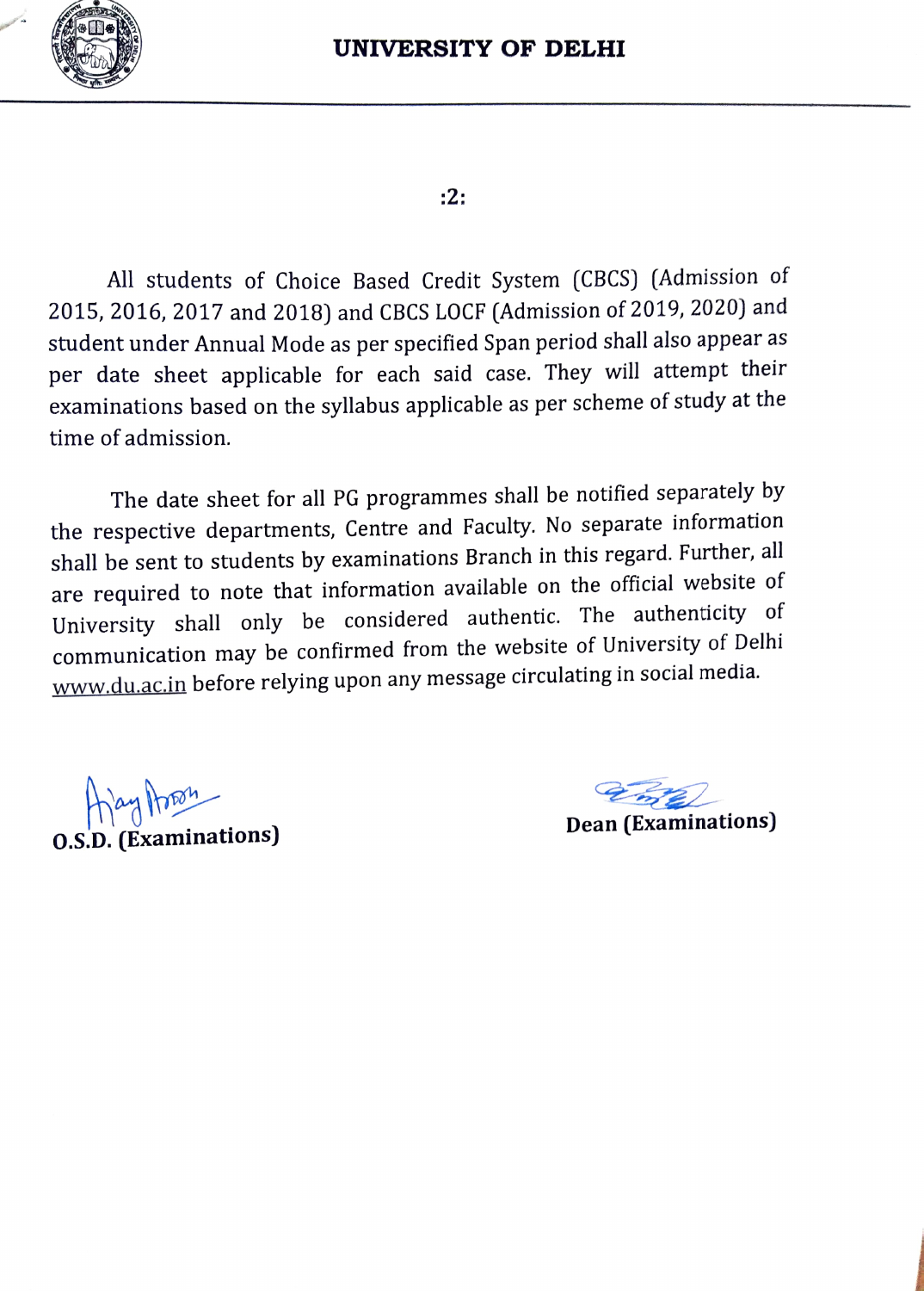All students of Choice Based Credit System (CBCS) (Admission of 2015, 2016, 2017 and 2018) and CBCS LOCF (Admission of 2019, 2020) and student under Annual Mode as per specified Span period shall also appear as per date sheet applicable for each said case. They will attempt their examinations based on the syllabus applicable as per scheme of study at the time of admission.

The date sheet for all PG programmes shall be notified separately by the respective departments, Centre and Faculty. No separate information shall be sent to students by examinations Branch in this regard. Further, all are required to note that information available on the official website of University shall only be considered authentic. The authenticity of communication may be confirmed from the website of University of Delhi www.du.ac.in before relying upon any message circulating in social media.

**O.S.D. (Examinations)**

**Dean (Examinations)**